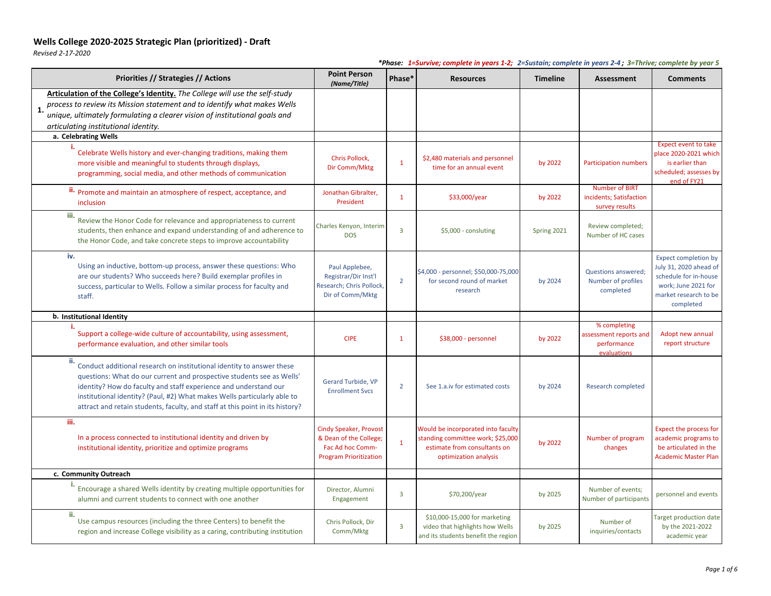# Wells College 2020-2025 Strategic Plan (prioritized) - Draft

*Revised 2-17-2020*

***Phase: 1=Survive; complete in years 1-2; 2=Sustain; complete in years 2-4 ; 3=Thrive; complete by year 5***

| Priorities // Strategies // Actions | Point Person *(Name/Title)* | Phase* | Resources | Timeline | Assessment | Comments |
|---|---|---|---|---|---|---|
| **1. Articulation of the College's Identity.** *The College will use the self-study process to review its Mission statement and to identify what makes Wells unique, ultimately formulating a clearer vision of institutional goals and articulating institutional identity.* | | | | | | |
| **a. Celebrating Wells** | | | | | | |
| i. Celebrate Wells history and ever-changing traditions, making them more visible and meaningful to students through displays, programming, social media, and other methods of communication | Chris Pollock, Dir Comm/Mktg | 1 | $2,480 materials and personnel time for an annual event | by 2022 | Participation numbers | Expect event to take place 2020-2021 which is earlier than scheduled; assesses by end of FY21 |
| ii. Promote and maintain an atmosphere of respect, acceptance, and inclusion | Jonathan Gibralter, President | 1 | $33,000/year | by 2022 | Number of BIRT incidents; Satisfaction survey results | |
| iii. Review the Honor Code for relevance and appropriateness to current students, then enhance and expand understanding of and adherence to the Honor Code, and take concrete steps to improve accountability | Charles Kenyon, Interim DOS | 3 | $5,000 - consluting | Spring 2021 | Review completed; Number of HC cases | |
| iv. Using an inductive, bottom-up process, answer these questions: Who are our students? Who succeeds here? Build exemplar profiles in success, particular to Wells. Follow a similar process for faculty and staff. | Paul Applebee, Registrar/Dir Inst'l Research; Chris Pollock, Dir of Comm/Mktg | 2 | $4,000 - personnel; $50,000-75,000 for second round of market research | by 2024 | Questions answered; Number of profiles completed | Expect completion by July 31, 2020 ahead of schedule for in-house work; June 2021 for market research to be completed |
| **b. Institutional Identity** | | | | | | |
| i. Support a college-wide culture of accountability, using assessment, performance evaluation, and other similar tools | CIPE | 1 | $38,000 - personnel | by 2022 | % completing assessment reports and performance evaluations | Adopt new annual report structure |
| ii. Conduct additional research on institutional identity to answer these questions: What do our current and prospective students see as Wells' identity? How do faculty and staff experience and understand our institutional identity? (Paul, #2) What makes Wells particularly able to attract and retain students, faculty, and staff at this point in its history? | Gerard Turbide, VP Enrollment Svcs | 2 | See 1.a.iv for estimated costs | by 2024 | Research completed | |
| iii. In a process connected to institutional identity and driven by institutional identity, prioritize and optimize programs | Cindy Speaker, Provost & Dean of the College; Fac Ad hoc Comm-Program Prioritization | 1 | Would be incorporated into faculty standing committee work; $25,000 estimate from consultants on optimization analysis | by 2022 | Number of program changes | Expect the process for academic programs to be articulated in the Academic Master Plan |
| **c. Community Outreach** | | | | | | |
| i. Encourage a shared Wells identity by creating multiple opportunities for alumni and current students to connect with one another | Director, Alumni Engagement | 3 | $70,200/year | by 2025 | Number of events; Number of participants | personnel and events |
| ii. Use campus resources (including the three Centers) to benefit the region and increase College visibility as a caring, contributing institution | Chris Pollock, Dir Comm/Mktg | 3 | $10,000-15,000 for marketing video that highlights how Wells and its students benefit the region | by 2025 | Number of inquiries/contacts | Target production date by the 2021-2022 academic year |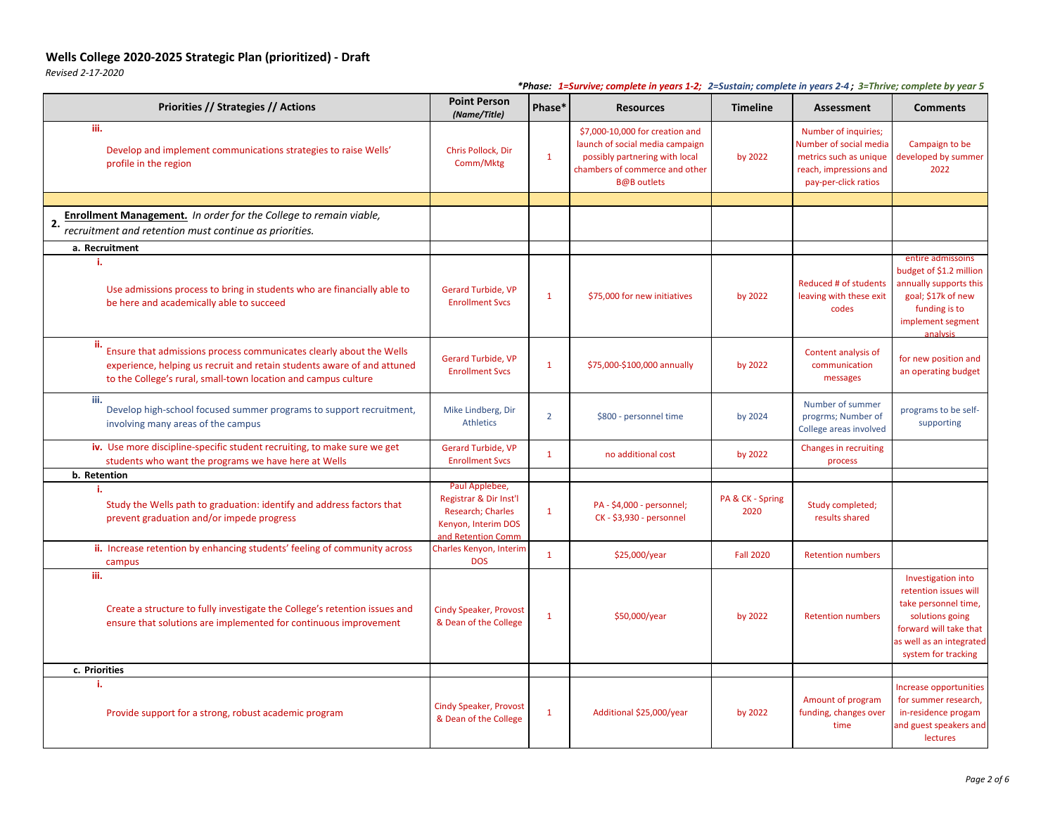# Wells College 2020-2025 Strategic Plan (prioritized) - Draft

*Revised 2-17-2020*

***Phase: 1=Survive; complete in years 1-2; 2=Sustain; complete in years 2-4; 3=Thrive; complete by year 5***

| Priorities // Strategies // Actions | Point Person *(Name/Title)* | Phase* | Resources | Timeline | Assessment | Comments |
|---|---|---|---|---|---|---|
| **iii.** Develop and implement communications strategies to raise Wells' profile in the region | Chris Pollock, Dir Comm/Mktg | 1 | $7,000-10,000 for creation and launch of social media campaign possibly partnering with local chambers of commerce and other B@B outlets | by 2022 | Number of inquiries; Number of social media metrics such as unique reach, impressions and pay-per-click ratios | Campaign to be developed by summer 2022 |
| | | | | | | |
| **2. Enrollment Management.** *In order for the College to remain viable, recruitment and retention must continue as priorities.* | | | | | | |
| **a. Recruitment** | | | | | | |
| **i.** Use admissions process to bring in students who are financially able to be here and academically able to succeed | Gerard Turbide, VP Enrollment Svcs | 1 | $75,000 for new initiatives | by 2022 | Reduced # of students leaving with these exit codes | entire admissoins budget of $1.2 million annually supports this goal; $17k of new funding is to implement segment analysis |
| **ii.** Ensure that admissions process communicates clearly about the Wells experience, helping us recruit and retain students aware of and attuned to the College's rural, small-town location and campus culture | Gerard Turbide, VP Enrollment Svcs | 1 | $75,000-$100,000 annually | by 2022 | Content analysis of communication messages | for new position and an operating budget |
| **iii.** Develop high-school focused summer programs to support recruitment, involving many areas of the campus | Mike Lindberg, Dir Athletics | 2 | $800 - personnel time | by 2024 | Number of summer progrms; Number of College areas involved | programs to be self-supporting |
| **iv.** Use more discipline-specific student recruiting, to make sure we get students who want the programs we have here at Wells | Gerard Turbide, VP Enrollment Svcs | 1 | no additional cost | by 2022 | Changes in recruiting process | |
| **b. Retention** | | | | | | |
| **i.** Study the Wells path to graduation: identify and address factors that prevent graduation and/or impede progress | Paul Applebee, Registrar & Dir Inst'l Research; Charles Kenyon, Interim DOS and Retention Comm | 1 | PA - $4,000 - personnel; CK - $3,930 - personnel | PA & CK - Spring 2020 | Study completed; results shared | |
| **ii.** Increase retention by enhancing students' feeling of community across campus | Charles Kenyon, Interim DOS | 1 | $25,000/year | Fall 2020 | Retention numbers | |
| **iii.** Create a structure to fully investigate the College's retention issues and ensure that solutions are implemented for continuous improvement | Cindy Speaker, Provost & Dean of the College | 1 | $50,000/year | by 2022 | Retention numbers | Investigation into retention issues will take personnel time, solutions going forward will take that as well as an integrated system for tracking |
| **c. Priorities** | | | | | | |
| **i.** Provide support for a strong, robust academic program | Cindy Speaker, Provost & Dean of the College | 1 | Additional $25,000/year | by 2022 | Amount of program funding, changes over time | Increase opportunities for summer research, in-residence program and guest speakers and lectures |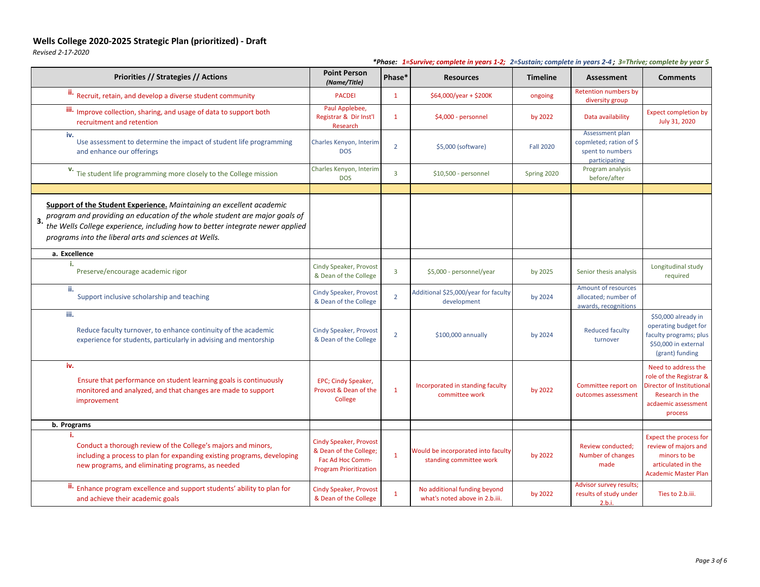# Wells College 2020-2025 Strategic Plan (prioritized) - Draft

*Revised 2-17-2020*

***Phase: 1=Survive; complete in years 1-2; 2=Sustain; complete in years 2-4; 3=Thrive; complete by year 5***

| Priorities // Strategies // Actions | Point Person *(Name/Title)* | Phase* | Resources | Timeline | Assessment | Comments |
|---|---|---|---|---|---|---|
| ii. Recruit, retain, and develop a diverse student community | PACDEI | 1 | $64,000/year + $200K | ongoing | Retention numbers by diversity group | |
| iii. Improve collection, sharing, and usage of data to support both recruitment and retention | Paul Applebee, Registrar & Dir Inst'l Research | 1 | $4,000 - personnel | by 2022 | Data availability | Expect completion by July 31, 2020 |
| iv. Use assessment to determine the impact of student life programming and enhance our offerings | Charles Kenyon, Interim DOS | 2 | $5,000 (software) | Fall 2020 | Assessment plan copmleted; ration of $ spent to numbers participating | |
| v. Tie student life programming more closely to the College mission | Charles Kenyon, Interim DOS | 3 | $10,500 - personnel | Spring 2020 | Program analysis before/after | |
| | | | | | | |
| **3.** **Support of the Student Experience.** *Maintaining an excellent academic program and providing an education of the whole student are major goals of the Wells College experience, including how to better integrate newer applied programs into the liberal arts and sciences at Wells.* | | | | | | |
| **a. Excellence** | | | | | | |
| i. Preserve/encourage academic rigor | Cindy Speaker, Provost & Dean of the College | 3 | $5,000 - personnel/year | by 2025 | Senior thesis analysis | Longitudinal study required |
| ii. Support inclusive scholarship and teaching | Cindy Speaker, Provost & Dean of the College | 2 | Additional $25,000/year for faculty development | by 2024 | Amount of resources allocated; number of awards, recognitions | |
| iii. Reduce faculty turnover, to enhance continuity of the academic experience for students, particularly in advising and mentorship | Cindy Speaker, Provost & Dean of the College | 2 | $100,000 annually | by 2024 | Reduced faculty turnover | $50,000 already in operating budget for faculty programs; plus $50,000 in external (grant) funding |
| iv. Ensure that performance on student learning goals is continuously monitored and analyzed, and that changes are made to support improvement | EPC; Cindy Speaker, Provost & Dean of the College | 1 | Incorporated in standing faculty committee work | by 2022 | Committee report on outcomes assessment | Need to address the role of the Registrar & Director of Institutional Research in the acdaemic assessment process |
| **b. Programs** | | | | | | |
| i. Conduct a thorough review of the College's majors and minors, including a process to plan for expanding existing programs, developing new programs, and eliminating programs, as needed | Cindy Speaker, Provost & Dean of the College; Fac Ad Hoc Comm-Program Prioritization | 1 | Would be incorporated into faculty standing committee work | by 2022 | Review conducted; Number of changes made | Expect the process for review of majors and minors to be articulated in the Academic Master Plan |
| ii. Enhance program excellence and support students' ability to plan for and achieve their academic goals | Cindy Speaker, Provost & Dean of the College | 1 | No additional funding beyond what's noted above in 2.b.iii. | by 2022 | Advisor survey results; results of study under 2.b.i. | Ties to 2.b.iii. |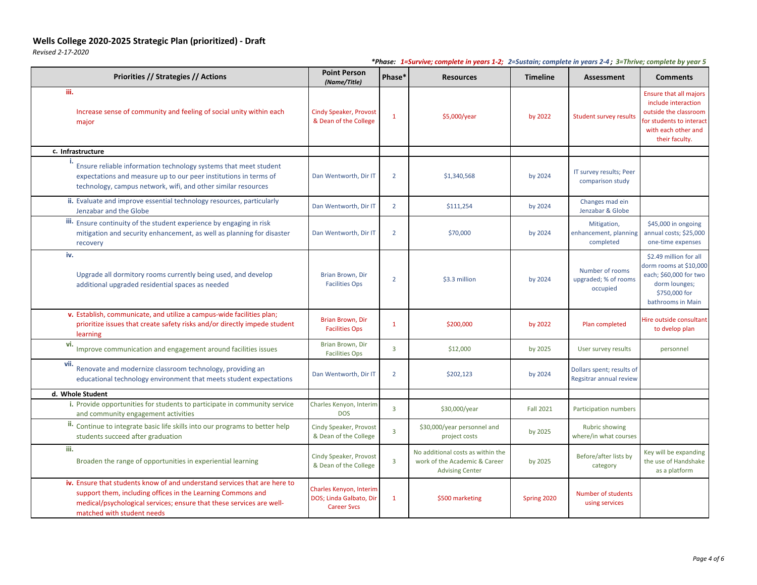# Wells College 2020-2025 Strategic Plan (prioritized) - Draft

*Revised 2-17-2020*

***Phase: 1=Survive; complete in years 1-2; 2=Sustain; complete in years 2-4; 3=Thrive; complete by year 5***

| Priorities // Strategies // Actions | Point Person *(Name/Title)* | Phase* | Resources | Timeline | Assessment | Comments |
|---|---|---|---|---|---|---|
| **iii.** Increase sense of community and feeling of social unity within each major | Cindy Speaker, Provost & Dean of the College | 1 | $5,000/year | by 2022 | Student survey results | Ensure that all majors include interaction outside the classroom for students to interact with each other and their faculty. |
| **c. Infrastructure** | | | | | | |
| **i.** Ensure reliable information technology systems that meet student expectations and measure up to our peer institutions in terms of technology, campus network, wifi, and other similar resources | Dan Wentworth, Dir IT | 2 | $1,340,568 | by 2024 | IT survey results; Peer comparison study | |
| **ii.** Evaluate and improve essential technology resources, particularly Jenzabar and the Globe | Dan Wentworth, Dir IT | 2 | $111,254 | by 2024 | Changes mad ein Jenzabar & Globe | |
| **iii.** Ensure continuity of the student experience by engaging in risk mitigation and security enhancement, as well as planning for disaster recovery | Dan Wentworth, Dir IT | 2 | $70,000 | by 2024 | Mitigation, enhancement, planning completed | $45,000 in ongoing annual costs; $25,000 one-time expenses |
| **iv.** Upgrade all dormitory rooms currently being used, and develop additional upgraded residential spaces as needed | Brian Brown, Dir Facilities Ops | 2 | $3.3 million | by 2024 | Number of rooms upgraded; % of rooms occupied | $2.49 million for all dorm rooms at $10,000 each; $60,000 for two dorm lounges; $750,000 for bathrooms in Main |
| **v.** Establish, communicate, and utilize a campus-wide facilities plan; prioritize issues that create safety risks and/or directly impede student learning | Brian Brown, Dir Facilities Ops | 1 | $200,000 | by 2022 | Plan completed | Hire outside consultant to dvelop plan |
| **vi.** Improve communication and engagement around facilities issues | Brian Brown, Dir Facilities Ops | 3 | $12,000 | by 2025 | User survey results | personnel |
| **vii.** Renovate and modernize classroom technology, providing an educational technology environment that meets student expectations | Dan Wentworth, Dir IT | 2 | $202,123 | by 2024 | Dollars spent; results of Regsitrar annual review | |
| **d. Whole Student** | | | | | | |
| **i.** Provide opportunities for students to participate in community service and community engagement activities | Charles Kenyon, Interim DOS | 3 | $30,000/year | Fall 2021 | Participation numbers | |
| **ii.** Continue to integrate basic life skills into our programs to better help students succeed after graduation | Cindy Speaker, Provost & Dean of the College | 3 | $30,000/year personnel and project costs | by 2025 | Rubric showing where/in what courses | |
| **iii.** Broaden the range of opportunities in experiential learning | Cindy Speaker, Provost & Dean of the College | 3 | No additional costs as within the work of the Academic & Career Advising Center | by 2025 | Before/after lists by category | Key will be expanding the use of Handshake as a platform |
| **iv.** Ensure that students know of and understand services that are here to support them, including offices in the Learning Commons and medical/psychological services; ensure that these services are well-matched with student needs | Charles Kenyon, Interim DOS; Linda Galbato, Dir Career Svcs | 1 | $500 marketing | Spring 2020 | Number of students using services | |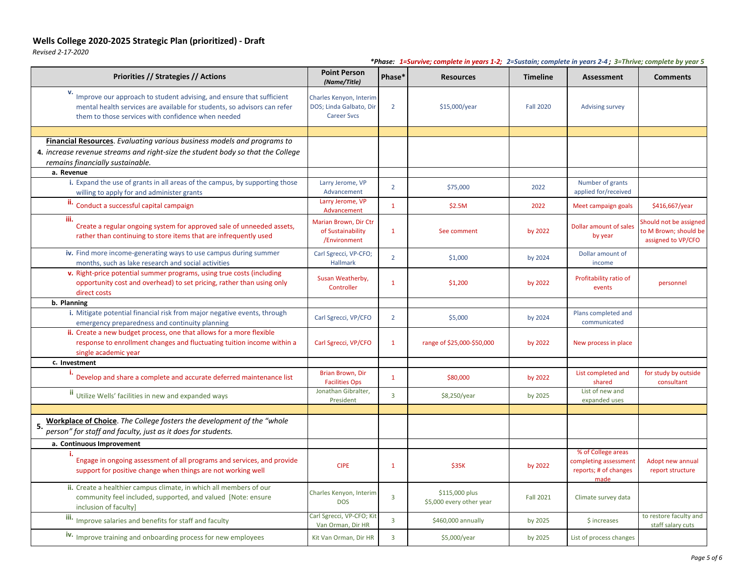**Wells College 2020-2025 Strategic Plan (prioritized) - Draft**

*Revised 2-17-2020*

****Phase: 1=Survive; complete in years 1-2; 2=Sustain; complete in years 2-4 ; 3=Thrive; complete by year 5***

| Priorities // Strategies // Actions | Point Person *(Name/Title)* | Phase* | Resources | Timeline | Assessment | Comments |
|---|---|---|---|---|---|---|
| v. Improve our approach to student advising, and ensure that sufficient mental health services are available for students, so advisors can refer them to those services with confidence when needed | Charles Kenyon, Interim DOS; Linda Galbato, Dir Career Svcs | 2 | $15,000/year | Fall 2020 | Advising survey | |
| | | | | | | |
| **4.** **Financial Resources**. *Evaluating various business models and programs to increase revenue streams and right-size the student body so that the College remains financially sustainable.* | | | | | | |
| **a. Revenue** | | | | | | |
| i. Expand the use of grants in all areas of the campus, by supporting those willing to apply for and administer grants | Larry Jerome, VP Advancement | 2 | $75,000 | 2022 | Number of grants applied for/received | |
| ii. Conduct a successful capital campaign | Larry Jerome, VP Advancement | 1 | $2.5M | 2022 | Meet campaign goals | $416,667/year |
| iii. Create a regular ongoing system for approved sale of unneeded assets, rather than continuing to store items that are infrequently used | Marian Brown, Dir Ctr of Sustainability /Environment | 1 | See comment | by 2022 | Dollar amount of sales by year | Should not be assigned to M Brown; should be assigned to VP/CFO |
| iv. Find more income-generating ways to use campus during summer months, such as lake research and social activities | Carl Sgrecci, VP-CFO; Hallmark | 2 | $1,000 | by 2024 | Dollar amount of income | |
| v. Right-price potential summer programs, using true costs (including opportunity cost and overhead) to set pricing, rather than using only direct costs | Susan Weatherby, Controller | 1 | $1,200 | by 2022 | Profitability ratio of events | personnel |
| **b. Planning** | | | | | | |
| i. Mitigate potential financial risk from major negative events, through emergency preparedness and continuity planning | Carl Sgrecci, VP/CFO | 2 | $5,000 | by 2024 | Plans completed and communicated | |
| ii. Create a new budget process, one that allows for a more flexible response to enrollment changes and fluctuating tuition income within a single academic year | Carl Sgrecci, VP/CFO | 1 | range of $25,000-$50,000 | by 2022 | New process in place | |
| **c. Investment** | | | | | | |
| i. Develop and share a complete and accurate deferred maintenance list | Brian Brown, Dir Facilities Ops | 1 | $80,000 | by 2022 | List completed and shared | for study by outside consultant |
| ii Utilize Wells' facilities in new and expanded ways | Jonathan Gibralter, President | 3 | $8,250/year | by 2025 | List of new and expanded uses | |
| | | | | | | |
| **5.** **Workplace of Choice**. *The College fosters the development of the "whole person" for staff and faculty, just as it does for students.* | | | | | | |
| **a. Continuous Improvement** | | | | | | |
| i. Engage in ongoing assessment of all programs and services, and provide support for positive change when things are not working well | CIPE | 1 | $35K | by 2022 | % of College areas completing assessment reports; # of changes made | Adopt new annual report structure |
| ii. Create a healthier campus climate, in which all members of our community feel included, supported, and valued [Note: ensure inclusion of faculty] | Charles Kenyon, Interim DOS | 3 | $115,000 plus $5,000 every other year | Fall 2021 | Climate survey data | |
| iii. Improve salaries and benefits for staff and faculty | Carl Sgrecci, VP-CFO; Kit Van Orman, Dir HR | 3 | $460,000 annually | by 2025 | $ increases | to restore faculty and staff salary cuts |
| iv. Improve training and onboarding process for new employees | Kit Van Orman, Dir HR | 3 | $5,000/year | by 2025 | List of process changes | |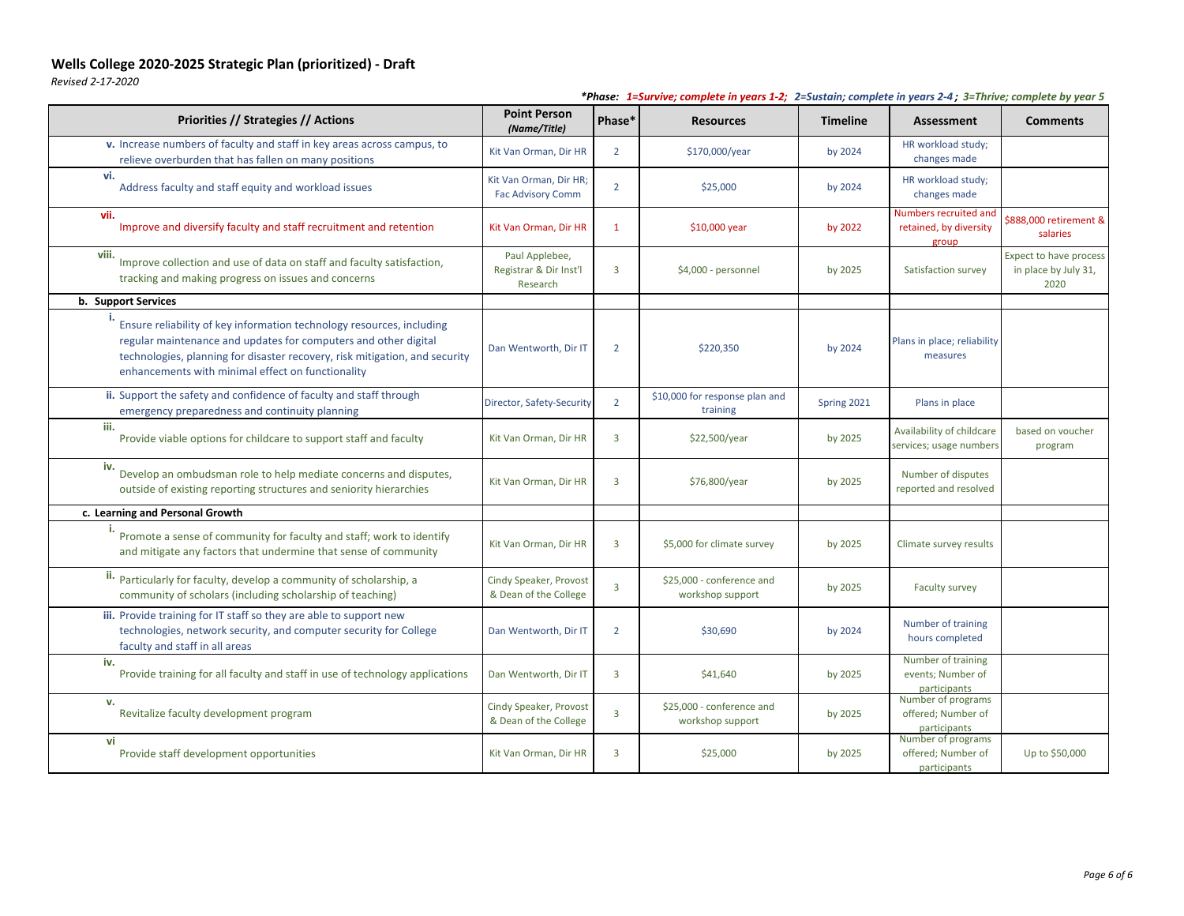## Wells College 2020-2025 Strategic Plan (prioritized) - Draft

*Revised 2-17-2020*

***Phase: 1=Survive; complete in years 1-2; 2=Sustain; complete in years 2-4 ; 3=Thrive; complete by year 5***

| Priorities // Strategies // Actions | Point Person (Name/Title) | Phase* | Resources | Timeline | Assessment | Comments |
|---|---|---|---|---|---|---|
| **v.** Increase numbers of faculty and staff in key areas across campus, to relieve overburden that has fallen on many positions | Kit Van Orman, Dir HR | 2 | $170,000/year | by 2024 | HR workload study; changes made | |
| **vi.** Address faculty and staff equity and workload issues | Kit Van Orman, Dir HR; Fac Advisory Comm | 2 | $25,000 | by 2024 | HR workload study; changes made | |
| **vii.** Improve and diversify faculty and staff recruitment and retention | Kit Van Orman, Dir HR | 1 | $10,000 year | by 2022 | Numbers recruited and retained, by diversity group | $888,000 retirement & salaries |
| **viii.** Improve collection and use of data on staff and faculty satisfaction, tracking and making progress on issues and concerns | Paul Applebee, Registrar & Dir Inst'l Research | 3 | $4,000 - personnel | by 2025 | Satisfaction survey | Expect to have process in place by July 31, 2020 |
| **b. Support Services** | | | | | | |
| **i.** Ensure reliability of key information technology resources, including regular maintenance and updates for computers and other digital technologies, planning for disaster recovery, risk mitigation, and security enhancements with minimal effect on functionality | Dan Wentworth, Dir IT | 2 | $220,350 | by 2024 | Plans in place; reliability measures | |
| **ii.** Support the safety and confidence of faculty and staff through emergency preparedness and continuity planning | Director, Safety-Security | 2 | $10,000 for response plan and training | Spring 2021 | Plans in place | |
| **iii.** Provide viable options for childcare to support staff and faculty | Kit Van Orman, Dir HR | 3 | $22,500/year | by 2025 | Availability of childcare services; usage numbers | based on voucher program |
| **iv.** Develop an ombudsman role to help mediate concerns and disputes, outside of existing reporting structures and seniority hierarchies | Kit Van Orman, Dir HR | 3 | $76,800/year | by 2025 | Number of disputes reported and resolved | |
| **c. Learning and Personal Growth** | | | | | | |
| **i.** Promote a sense of community for faculty and staff; work to identify and mitigate any factors that undermine that sense of community | Kit Van Orman, Dir HR | 3 | $5,000 for climate survey | by 2025 | Climate survey results | |
| **ii.** Particularly for faculty, develop a community of scholarship, a community of scholars (including scholarship of teaching) | Cindy Speaker, Provost & Dean of the College | 3 | $25,000 - conference and workshop support | by 2025 | Faculty survey | |
| **iii.** Provide training for IT staff so they are able to support new technologies, network security, and computer security for College faculty and staff in all areas | Dan Wentworth, Dir IT | 2 | $30,690 | by 2024 | Number of training hours completed | |
| **iv.** Provide training for all faculty and staff in use of technology applications | Dan Wentworth, Dir IT | 3 | $41,640 | by 2025 | Number of training events; Number of participants | |
| **v.** Revitalize faculty development program | Cindy Speaker, Provost & Dean of the College | 3 | $25,000 - conference and workshop support | by 2025 | Number of programs offered; Number of participants | |
| **vi** Provide staff development opportunities | Kit Van Orman, Dir HR | 3 | $25,000 | by 2025 | Number of programs offered; Number of participants | Up to $50,000 |